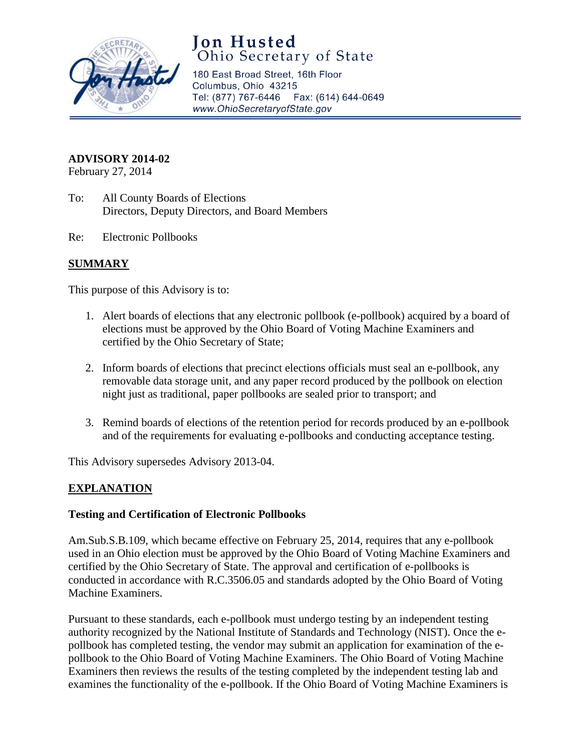# Jon Husted
## Ohio Secretary of State

180 East Broad Street, 16th Floor
Columbus, Ohio 43215
Tel: (877) 767-6446 Fax: (614) 644-0649
*www.OhioSecretaryofState.gov*

**ADVISORY 2014-02**
February 27, 2014

To: All County Boards of Elections
Directors, Deputy Directors, and Board Members

Re: Electronic Pollbooks

## SUMMARY

This purpose of this Advisory is to:

1. Alert boards of elections that any electronic pollbook (e-pollbook) acquired by a board of elections must be approved by the Ohio Board of Voting Machine Examiners and certified by the Ohio Secretary of State;

2. Inform boards of elections that precinct elections officials must seal an e-pollbook, any removable data storage unit, and any paper record produced by the pollbook on election night just as traditional, paper pollbooks are sealed prior to transport; and

3. Remind boards of elections of the retention period for records produced by an e-pollbook and of the requirements for evaluating e-pollbooks and conducting acceptance testing.

This Advisory supersedes Advisory 2013-04.

## EXPLANATION

### Testing and Certification of Electronic Pollbooks

Am.Sub.S.B.109, which became effective on February 25, 2014, requires that any e-pollbook used in an Ohio election must be approved by the Ohio Board of Voting Machine Examiners and certified by the Ohio Secretary of State. The approval and certification of e-pollbooks is conducted in accordance with R.C.3506.05 and standards adopted by the Ohio Board of Voting Machine Examiners.

Pursuant to these standards, each e-pollbook must undergo testing by an independent testing authority recognized by the National Institute of Standards and Technology (NIST). Once the e-pollbook has completed testing, the vendor may submit an application for examination of the e-pollbook to the Ohio Board of Voting Machine Examiners. The Ohio Board of Voting Machine Examiners then reviews the results of the testing completed by the independent testing lab and examines the functionality of the e-pollbook. If the Ohio Board of Voting Machine Examiners is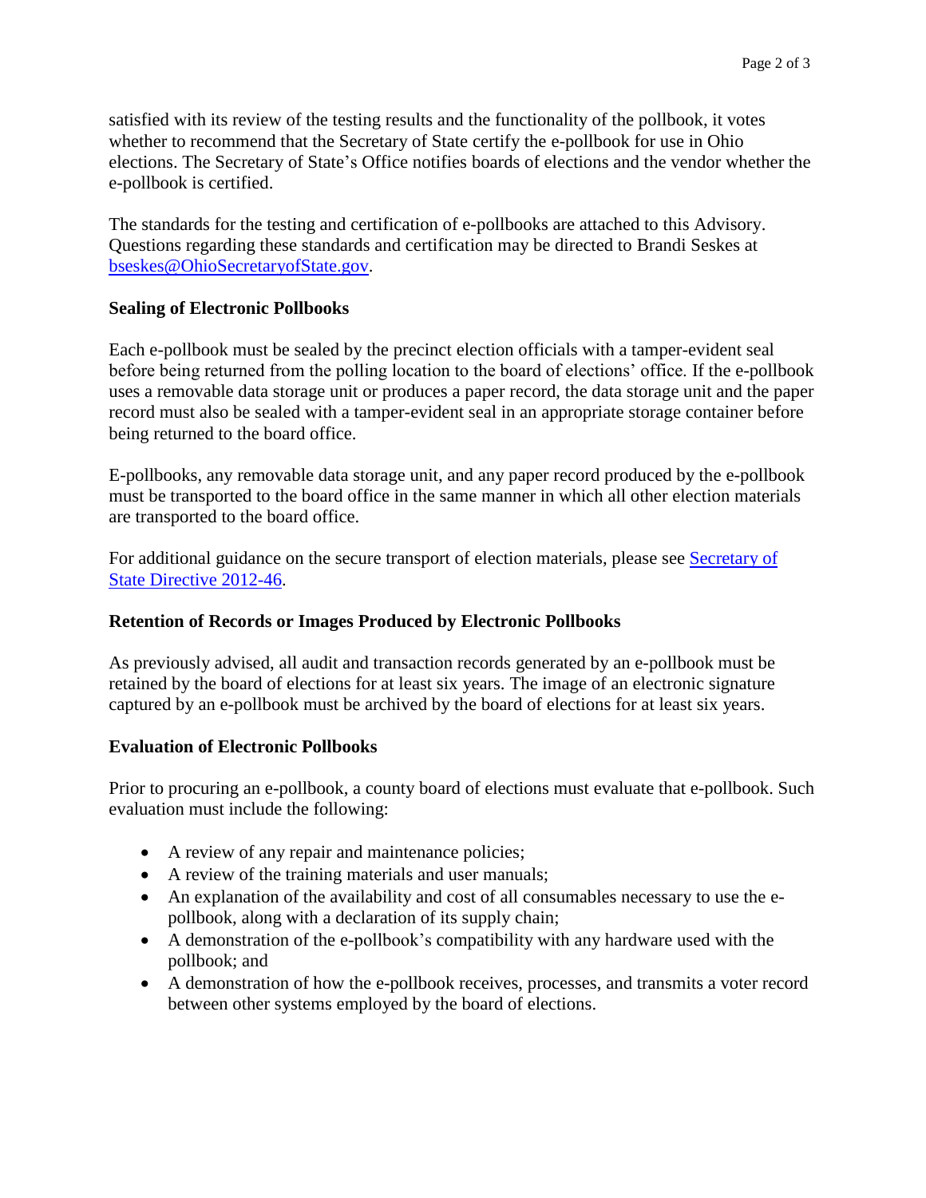satisfied with its review of the testing results and the functionality of the pollbook, it votes whether to recommend that the Secretary of State certify the e-pollbook for use in Ohio elections. The Secretary of State's Office notifies boards of elections and the vendor whether the e-pollbook is certified.

The standards for the testing and certification of e-pollbooks are attached to this Advisory. Questions regarding these standards and certification may be directed to Brandi Seskes at [bseskes@OhioSecretaryofState.gov](mailto:bseskes@OhioSecretaryofState.gov).

## Sealing of Electronic Pollbooks

Each e-pollbook must be sealed by the precinct election officials with a tamper-evident seal before being returned from the polling location to the board of elections' office. If the e-pollbook uses a removable data storage unit or produces a paper record, the data storage unit and the paper record must also be sealed with a tamper-evident seal in an appropriate storage container before being returned to the board office.

E-pollbooks, any removable data storage unit, and any paper record produced by the e-pollbook must be transported to the board office in the same manner in which all other election materials are transported to the board office.

For additional guidance on the secure transport of election materials, please see Secretary of State Directive 2012-46.

## Retention of Records or Images Produced by Electronic Pollbooks

As previously advised, all audit and transaction records generated by an e-pollbook must be retained by the board of elections for at least six years. The image of an electronic signature captured by an e-pollbook must be archived by the board of elections for at least six years.

## Evaluation of Electronic Pollbooks

Prior to procuring an e-pollbook, a county board of elections must evaluate that e-pollbook. Such evaluation must include the following:

- A review of any repair and maintenance policies;
- A review of the training materials and user manuals;
- An explanation of the availability and cost of all consumables necessary to use the e-pollbook, along with a declaration of its supply chain;
- A demonstration of the e-pollbook's compatibility with any hardware used with the pollbook; and
- A demonstration of how the e-pollbook receives, processes, and transmits a voter record between other systems employed by the board of elections.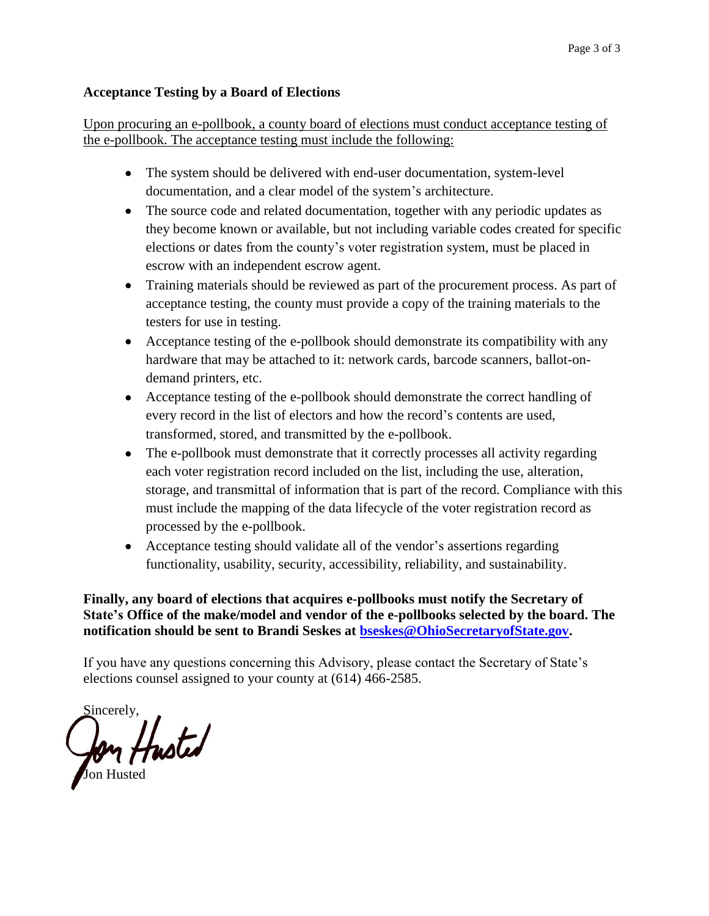## Acceptance Testing by a Board of Elections

<u>Upon procuring an e-pollbook, a county board of elections must conduct acceptance testing of the e-pollbook. The acceptance testing must include the following:</u>

- The system should be delivered with end-user documentation, system-level documentation, and a clear model of the system's architecture.
- The source code and related documentation, together with any periodic updates as they become known or available, but not including variable codes created for specific elections or dates from the county's voter registration system, must be placed in escrow with an independent escrow agent.
- Training materials should be reviewed as part of the procurement process. As part of acceptance testing, the county must provide a copy of the training materials to the testers for use in testing.
- Acceptance testing of the e-pollbook should demonstrate its compatibility with any hardware that may be attached to it: network cards, barcode scanners, ballot-on-demand printers, etc.
- Acceptance testing of the e-pollbook should demonstrate the correct handling of every record in the list of electors and how the record's contents are used, transformed, stored, and transmitted by the e-pollbook.
- The e-pollbook must demonstrate that it correctly processes all activity regarding each voter registration record included on the list, including the use, alteration, storage, and transmittal of information that is part of the record. Compliance with this must include the mapping of the data lifecycle of the voter registration record as processed by the e-pollbook.
- Acceptance testing should validate all of the vendor's assertions regarding functionality, usability, security, accessibility, reliability, and sustainability.

**Finally, any board of elections that acquires e-pollbooks must notify the Secretary of State's Office of the make/model and vendor of the e-pollbooks selected by the board. The notification should be sent to Brandi Seskes at [bseskes@OhioSecretaryofState.gov](mailto:bseskes@OhioSecretaryofState.gov).**

If you have any questions concerning this Advisory, please contact the Secretary of State's elections counsel assigned to your county at (614) 466-2585.

Sincerely,

Jon Husted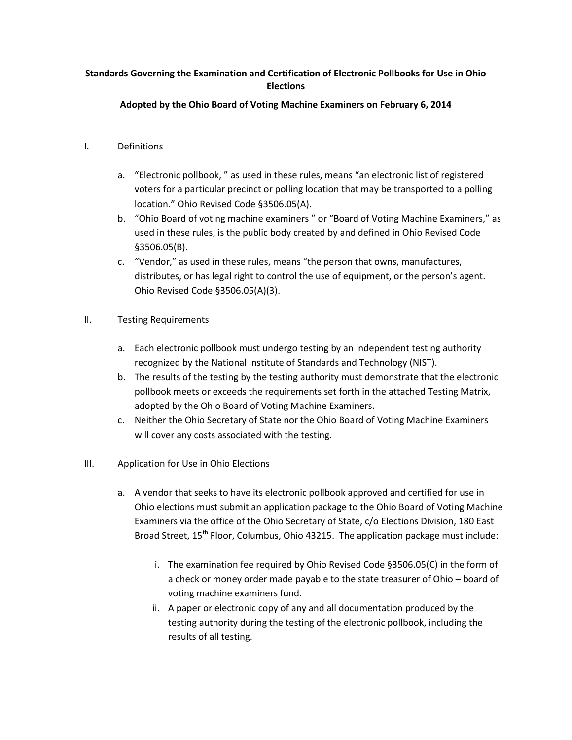**Standards Governing the Examination and Certification of Electronic Pollbooks for Use in Ohio Elections**

**Adopted by the Ohio Board of Voting Machine Examiners on February 6, 2014**

I. Definitions

a. "Electronic pollbook, " as used in these rules, means "an electronic list of registered voters for a particular precinct or polling location that may be transported to a polling location." Ohio Revised Code §3506.05(A).
b. "Ohio Board of voting machine examiners " or "Board of Voting Machine Examiners," as used in these rules, is the public body created by and defined in Ohio Revised Code §3506.05(B).
c. "Vendor," as used in these rules, means "the person that owns, manufactures, distributes, or has legal right to control the use of equipment, or the person's agent. Ohio Revised Code §3506.05(A)(3).

II. Testing Requirements

a. Each electronic pollbook must undergo testing by an independent testing authority recognized by the National Institute of Standards and Technology (NIST).
b. The results of the testing by the testing authority must demonstrate that the electronic pollbook meets or exceeds the requirements set forth in the attached Testing Matrix, adopted by the Ohio Board of Voting Machine Examiners.
c. Neither the Ohio Secretary of State nor the Ohio Board of Voting Machine Examiners will cover any costs associated with the testing.

III. Application for Use in Ohio Elections

a. A vendor that seeks to have its electronic pollbook approved and certified for use in Ohio elections must submit an application package to the Ohio Board of Voting Machine Examiners via the office of the Ohio Secretary of State, c/o Elections Division, 180 East Broad Street, 15th Floor, Columbus, Ohio 43215. The application package must include:

   i. The examination fee required by Ohio Revised Code §3506.05(C) in the form of a check or money order made payable to the state treasurer of Ohio – board of voting machine examiners fund.
   ii. A paper or electronic copy of any and all documentation produced by the testing authority during the testing of the electronic pollbook, including the results of all testing.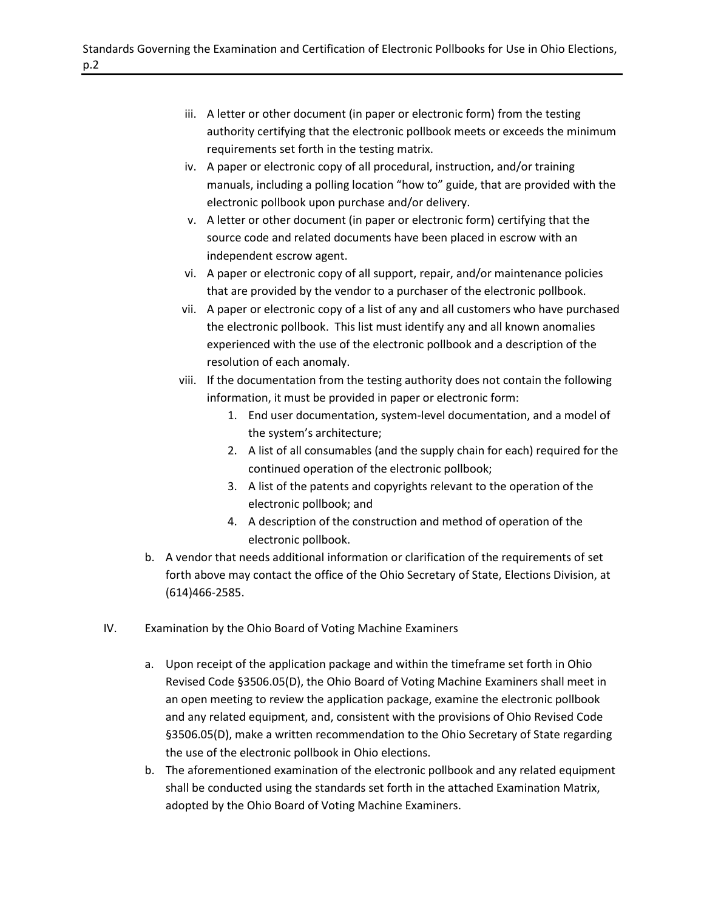iii. A letter or other document (in paper or electronic form) from the testing authority certifying that the electronic pollbook meets or exceeds the minimum requirements set forth in the testing matrix.

iv. A paper or electronic copy of all procedural, instruction, and/or training manuals, including a polling location "how to" guide, that are provided with the electronic pollbook upon purchase and/or delivery.

v. A letter or other document (in paper or electronic form) certifying that the source code and related documents have been placed in escrow with an independent escrow agent.

vi. A paper or electronic copy of all support, repair, and/or maintenance policies that are provided by the vendor to a purchaser of the electronic pollbook.

vii. A paper or electronic copy of a list of any and all customers who have purchased the electronic pollbook. This list must identify any and all known anomalies experienced with the use of the electronic pollbook and a description of the resolution of each anomaly.

viii. If the documentation from the testing authority does not contain the following information, it must be provided in paper or electronic form:

1. End user documentation, system-level documentation, and a model of the system's architecture;
2. A list of all consumables (and the supply chain for each) required for the continued operation of the electronic pollbook;
3. A list of the patents and copyrights relevant to the operation of the electronic pollbook; and
4. A description of the construction and method of operation of the electronic pollbook.

b. A vendor that needs additional information or clarification of the requirements of set forth above may contact the office of the Ohio Secretary of State, Elections Division, at (614)466-2585.

## IV. Examination by the Ohio Board of Voting Machine Examiners

a. Upon receipt of the application package and within the timeframe set forth in Ohio Revised Code §3506.05(D), the Ohio Board of Voting Machine Examiners shall meet in an open meeting to review the application package, examine the electronic pollbook and any related equipment, and, consistent with the provisions of Ohio Revised Code §3506.05(D), make a written recommendation to the Ohio Secretary of State regarding the use of the electronic pollbook in Ohio elections.

b. The aforementioned examination of the electronic pollbook and any related equipment shall be conducted using the standards set forth in the attached Examination Matrix, adopted by the Ohio Board of Voting Machine Examiners.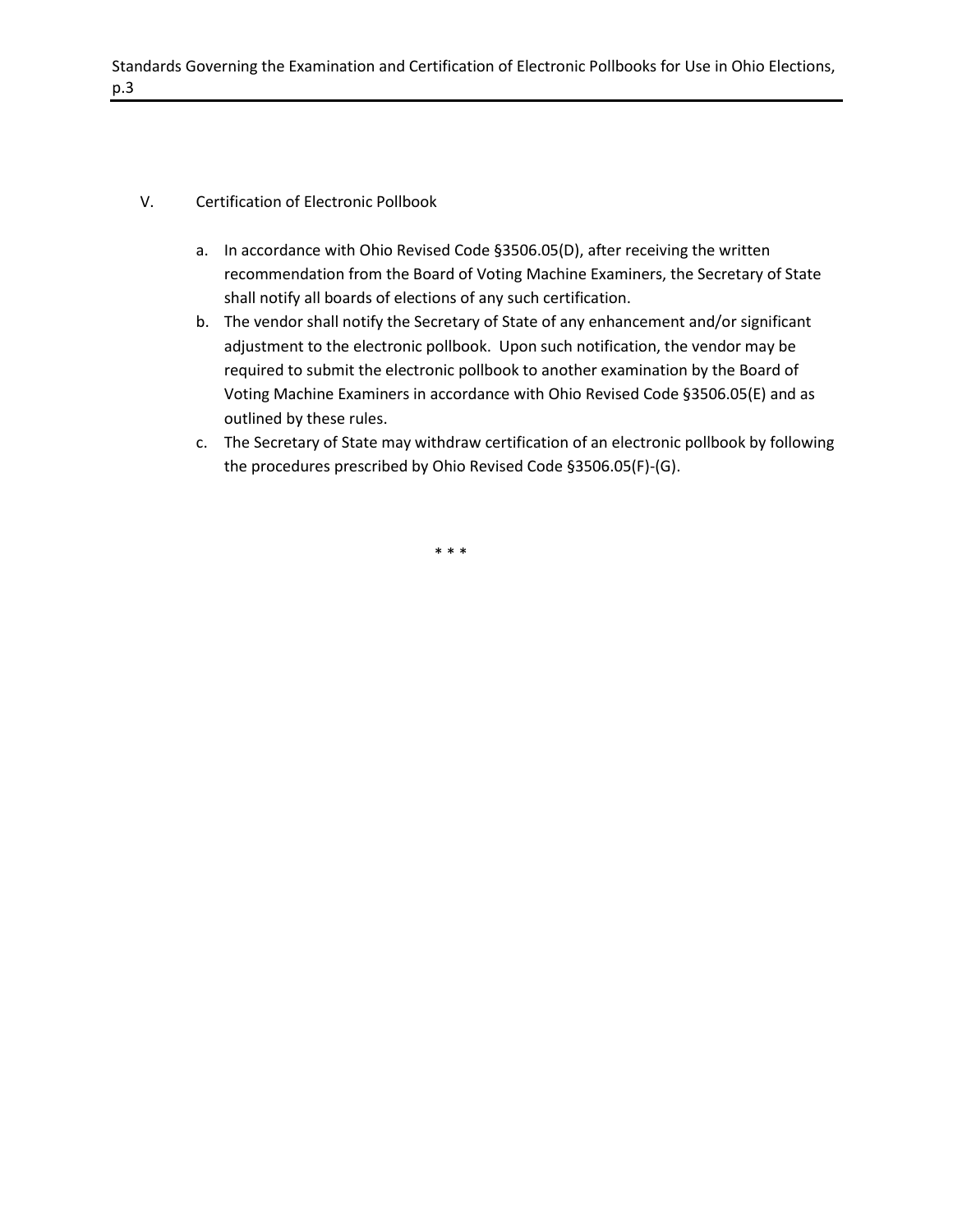V. Certification of Electronic Pollbook

a. In accordance with Ohio Revised Code §3506.05(D), after receiving the written recommendation from the Board of Voting Machine Examiners, the Secretary of State shall notify all boards of elections of any such certification.
b. The vendor shall notify the Secretary of State of any enhancement and/or significant adjustment to the electronic pollbook. Upon such notification, the vendor may be required to submit the electronic pollbook to another examination by the Board of Voting Machine Examiners in accordance with Ohio Revised Code §3506.05(E) and as outlined by these rules.
c. The Secretary of State may withdraw certification of an electronic pollbook by following the procedures prescribed by Ohio Revised Code §3506.05(F)-(G).

\* \* \*